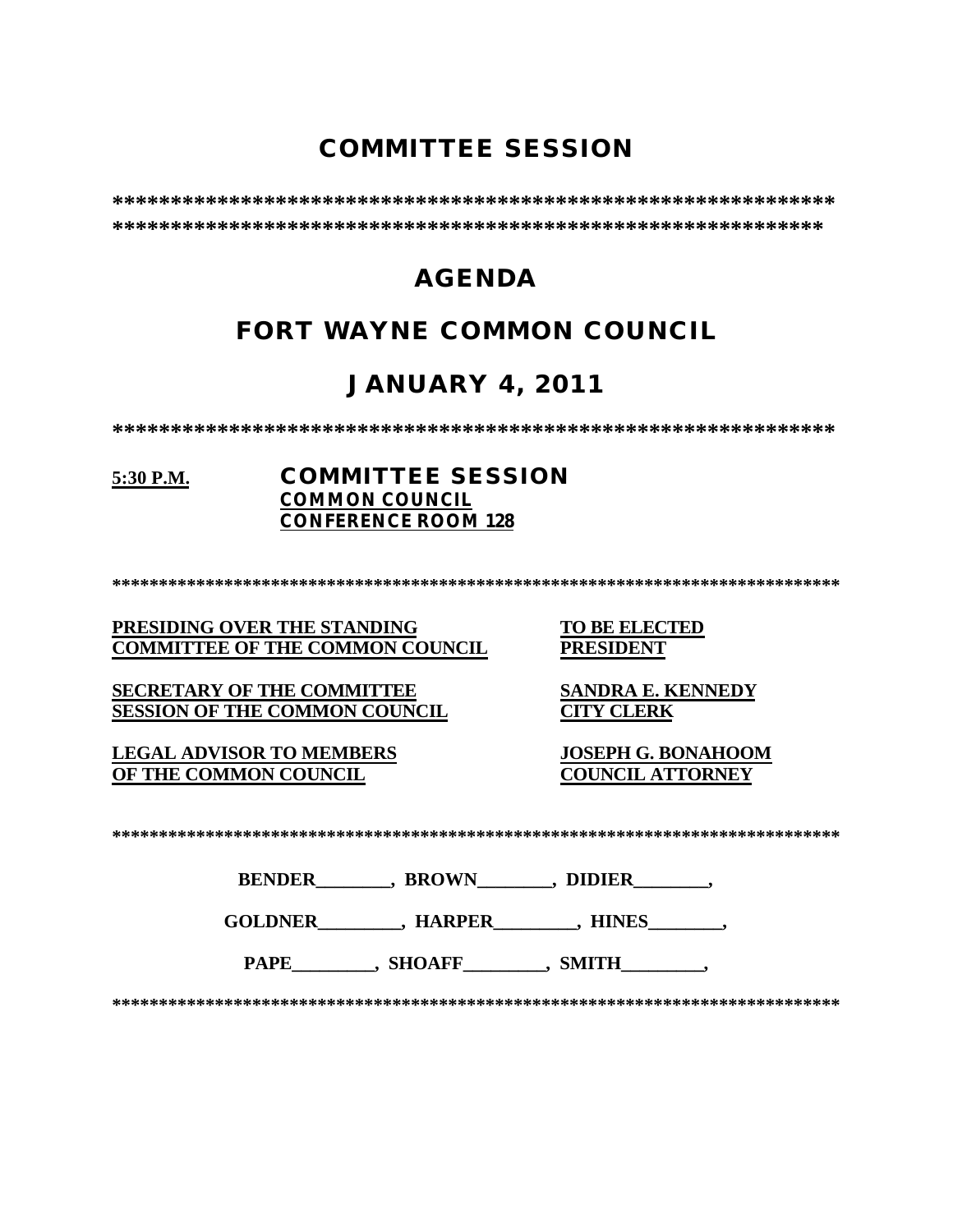# COMMITTEE SESSION

*****************************************************************
*****************************************************************

# AGENDA

# FORT WAYNE COMMON COUNCIL

# JANUARY 4, 2011

*****************************************************************

**5:30 P.M.** **COMMITTEE SESSION**
**COMMON COUNCIL**
**CONFERENCE ROOM 128**

*******************************************************************************

| | |
|---|---|
| **PRESIDING OVER THE STANDING COMMITTEE OF THE COMMON COUNCIL** | **TO BE ELECTED PRESIDENT** |
| **SECRETARY OF THE COMMITTEE SESSION OF THE COMMON COUNCIL** | **SANDRA E. KENNEDY CITY CLERK** |
| **LEGAL ADVISOR TO MEMBERS OF THE COMMON COUNCIL** | **JOSEPH G. BONAHOOM COUNCIL ATTORNEY** |

*******************************************************************************

**BENDER________, BROWN________, DIDIER________,**

**GOLDNER_________, HARPER_________, HINES________,**

**PAPE_________, SHOAFF_________, SMITH_________,**

*******************************************************************************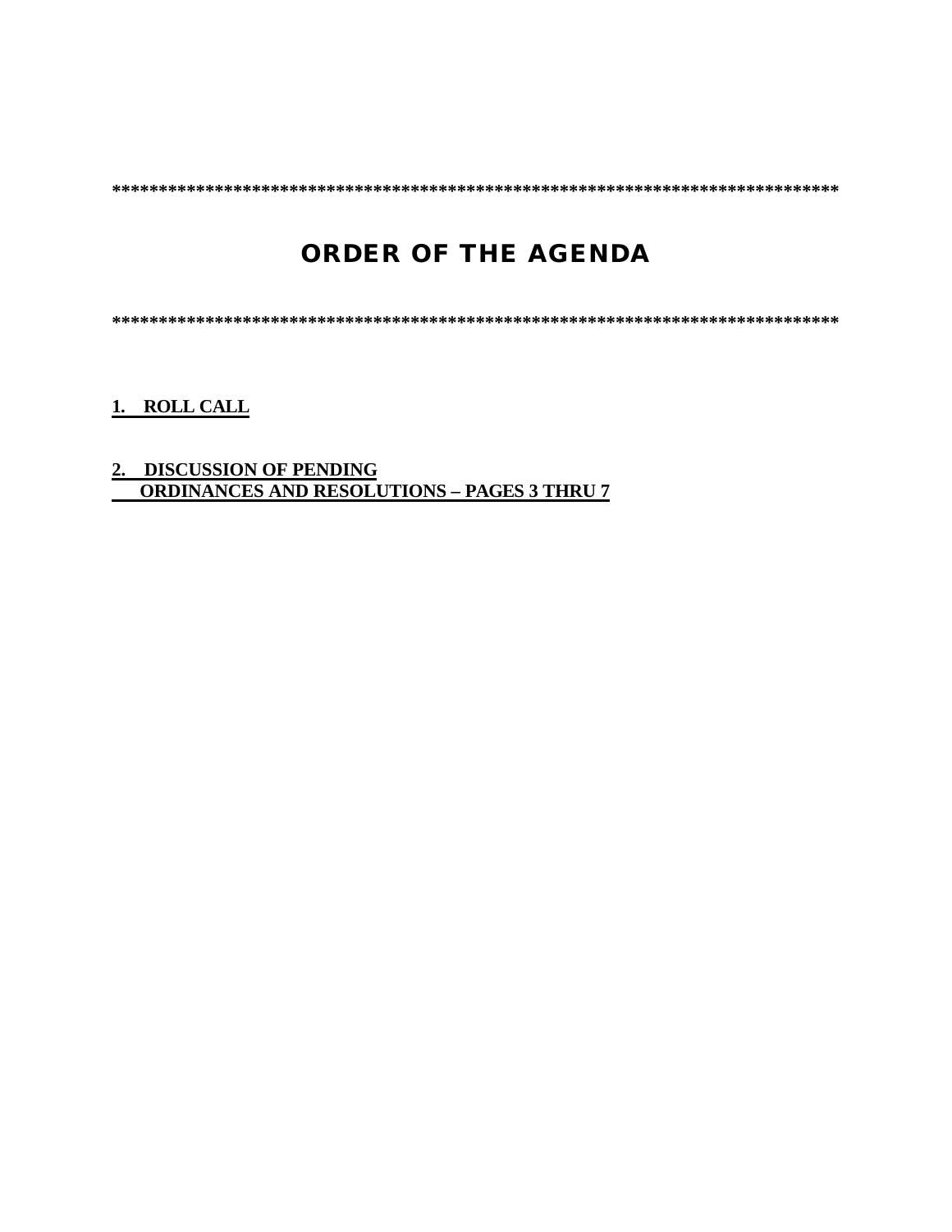********************************************************************************

# ORDER OF THE AGENDA

********************************************************************************

**1. ROLL CALL**

**2. DISCUSSION OF PENDING ORDINANCES AND RESOLUTIONS – PAGES 3 THRU 7**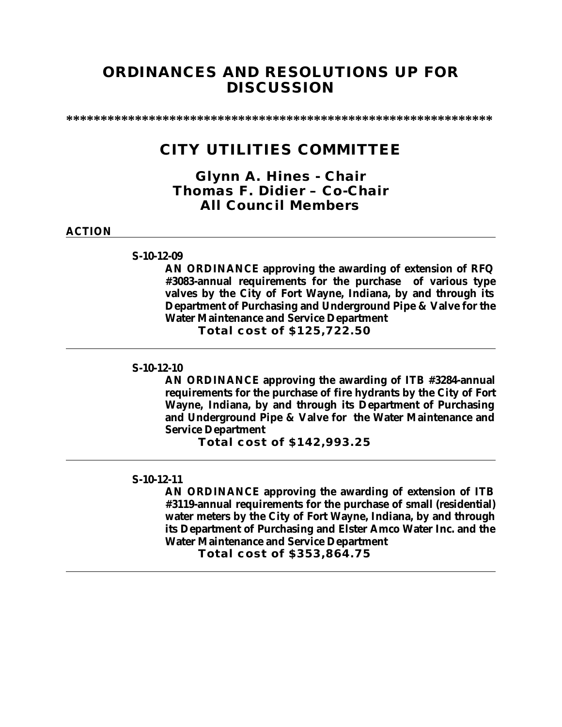# ORDINANCES AND RESOLUTIONS UP FOR DISCUSSION

****************************************************************

## CITY UTILITIES COMMITTEE

### Glynn A. Hines - Chair
### Thomas F. Didier – Co-Chair
### All Council Members

**ACTION**

---

**S-10-12-09**

**AN ORDINANCE approving the awarding of extension of RFQ #3083-annual requirements for the purchase of various type valves by the City of Fort Wayne, Indiana, by and through its Department of Purchasing and Underground Pipe & Valve for the Water Maintenance and Service Department**

**Total cost of $125,722.50**

---

**S-10-12-10**

**AN ORDINANCE approving the awarding of ITB #3284-annual requirements for the purchase of fire hydrants by the City of Fort Wayne, Indiana, by and through its Department of Purchasing and Underground Pipe & Valve for the Water Maintenance and Service Department**

**Total cost of $142,993.25**

---

**S-10-12-11**

**AN ORDINANCE approving the awarding of extension of ITB #3119-annual requirements for the purchase of small (residential) water meters by the City of Fort Wayne, Indiana, by and through its Department of Purchasing and Elster Amco Water Inc. and the Water Maintenance and Service Department**

**Total cost of $353,864.75**

---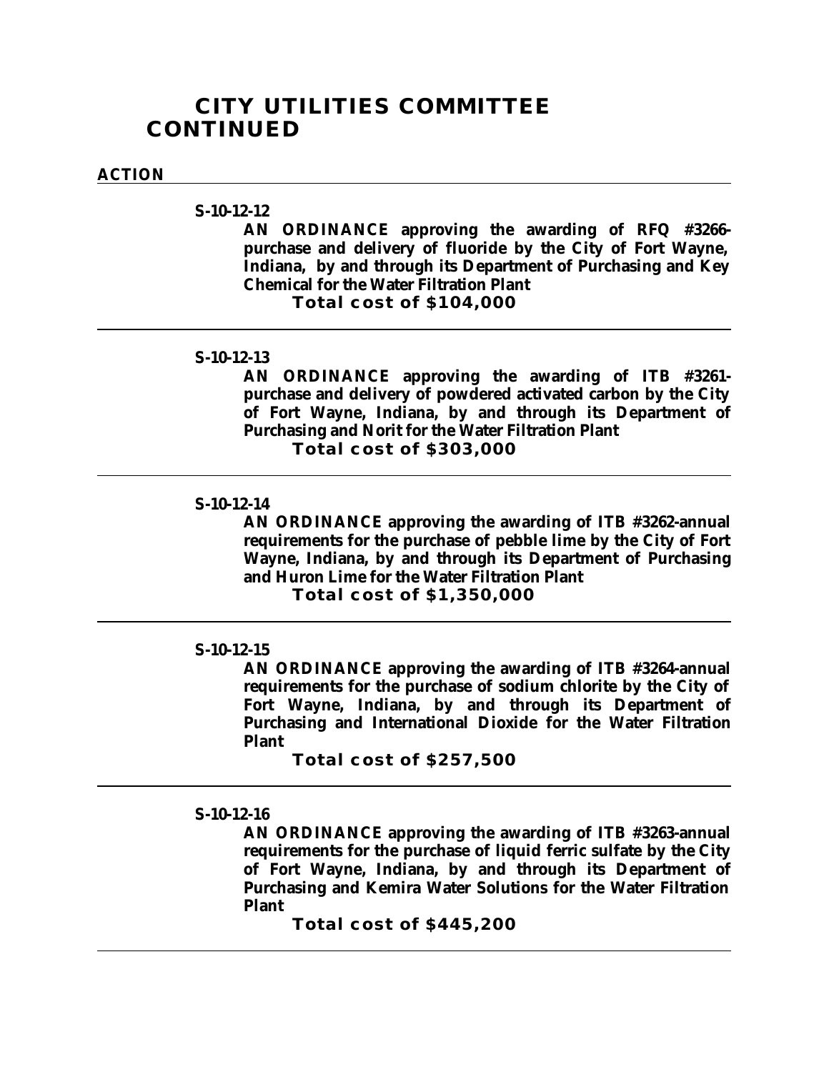# CITY UTILITIES COMMITTEE CONTINUED

**ACTION**

---

**S-10-12-12**

**AN ORDINANCE approving the awarding of RFQ #3266-purchase and delivery of fluoride by the City of Fort Wayne, Indiana, by and through its Department of Purchasing and Key Chemical for the Water Filtration Plant**

**Total cost of $104,000**

---

**S-10-12-13**

**AN ORDINANCE approving the awarding of ITB #3261-purchase and delivery of powdered activated carbon by the City of Fort Wayne, Indiana, by and through its Department of Purchasing and Norit for the Water Filtration Plant**

**Total cost of $303,000**

---

**S-10-12-14**

**AN ORDINANCE approving the awarding of ITB #3262-annual requirements for the purchase of pebble lime by the City of Fort Wayne, Indiana, by and through its Department of Purchasing and Huron Lime for the Water Filtration Plant**

**Total cost of $1,350,000**

---

**S-10-12-15**

**AN ORDINANCE approving the awarding of ITB #3264-annual requirements for the purchase of sodium chlorite by the City of Fort Wayne, Indiana, by and through its Department of Purchasing and International Dioxide for the Water Filtration Plant**

**Total cost of $257,500**

---

**S-10-12-16**

**AN ORDINANCE approving the awarding of ITB #3263-annual requirements for the purchase of liquid ferric sulfate by the City of Fort Wayne, Indiana, by and through its Department of Purchasing and Kemira Water Solutions for the Water Filtration Plant**

**Total cost of $445,200**

---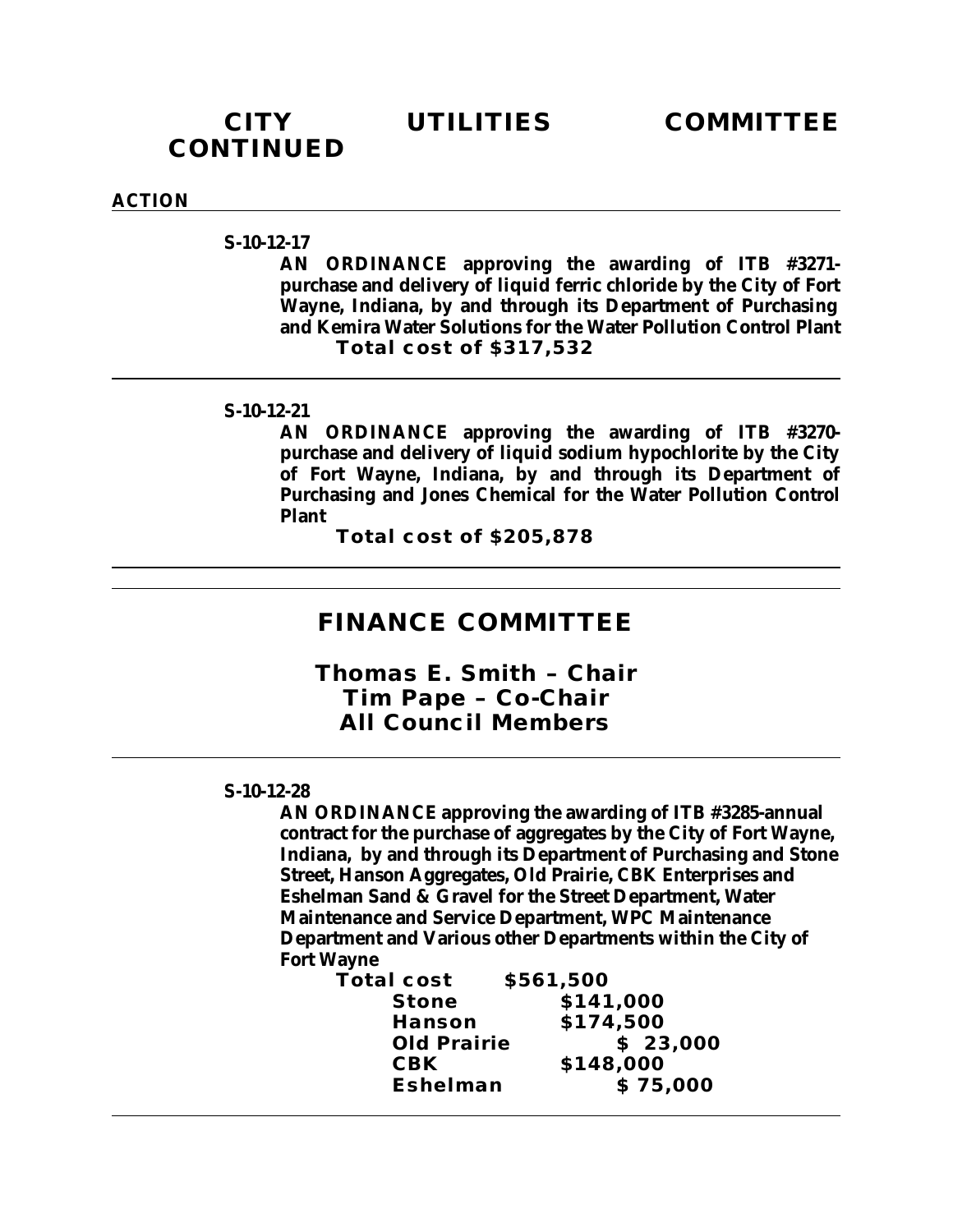# CITY UTILITIES COMMITTEE CONTINUED

**ACTION**

---

**S-10-12-17**

**AN ORDINANCE approving the awarding of ITB #3271-purchase and delivery of liquid ferric chloride by the City of Fort Wayne, Indiana, by and through its Department of Purchasing and Kemira Water Solutions for the Water Pollution Control Plant**

**Total cost of $317,532**

---

**S-10-12-21**

**AN ORDINANCE approving the awarding of ITB #3270-purchase and delivery of liquid sodium hypochlorite by the City of Fort Wayne, Indiana, by and through its Department of Purchasing and Jones Chemical for the Water Pollution Control Plant**

**Total cost of $205,878**

---

## FINANCE COMMITTEE

**Thomas E. Smith – Chair**
**Tim Pape – Co-Chair**
**All Council Members**

---

**S-10-12-28**

**AN ORDINANCE approving the awarding of ITB #3285-annual contract for the purchase of aggregates by the City of Fort Wayne, Indiana, by and through its Department of Purchasing and Stone Street, Hanson Aggregates, Old Prairie, CBK Enterprises and Eshelman Sand & Gravel for the Street Department, Water Maintenance and Service Department, WPC Maintenance Department and Various other Departments within the City of Fort Wayne**

**Total cost $561,500**

| | |
|---|---|
| **Stone** | **$141,000** |
| **Hanson** | **$174,500** |
| **Old Prairie** | **$ 23,000** |
| **CBK** | **$148,000** |
| **Eshelman** | **$ 75,000** |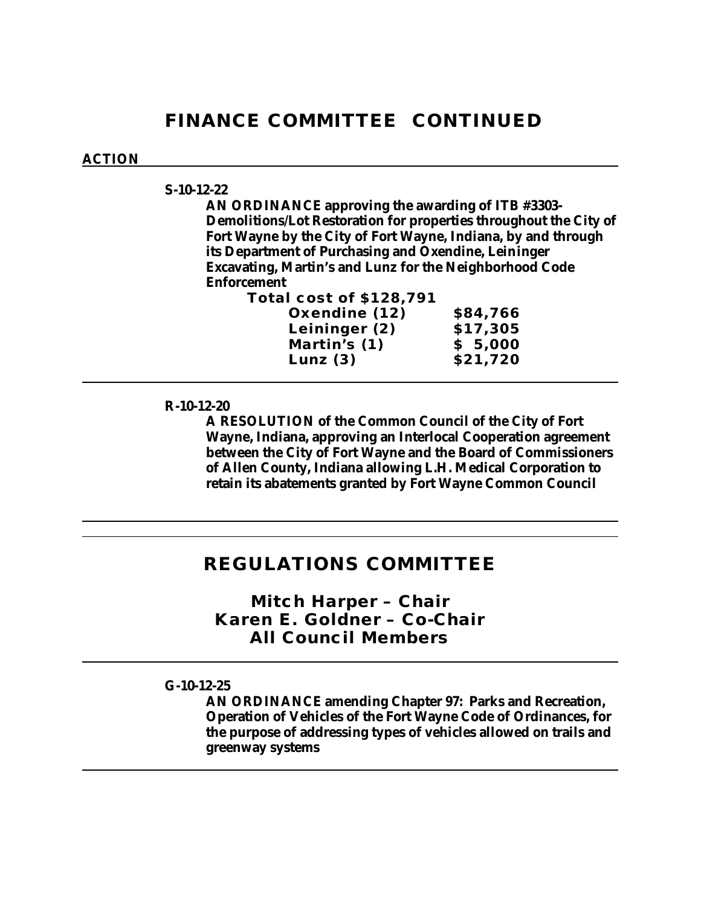# FINANCE COMMITTEE CONTINUED

**ACTION**

---

**S-10-12-22**

**AN ORDINANCE approving the awarding of ITB #3303-Demolitions/Lot Restoration for properties throughout the City of Fort Wayne by the City of Fort Wayne, Indiana, by and through its Department of Purchasing and Oxendine, Leininger Excavating, Martin's and Lunz for the Neighborhood Code Enforcement**

**Total cost of $128,791**

| | |
|---|---|
| **Oxendine (12)** | **$84,766** |
| **Leininger (2)** | **$17,305** |
| **Martin's (1)** | **$ 5,000** |
| **Lunz (3)** | **$21,720** |

---

**R-10-12-20**

**A RESOLUTION of the Common Council of the City of Fort Wayne, Indiana, approving an Interlocal Cooperation agreement between the City of Fort Wayne and the Board of Commissioners of Allen County, Indiana allowing L.H. Medical Corporation to retain its abatements granted by Fort Wayne Common Council**

---

# REGULATIONS COMMITTEE

## Mitch Harper – Chair
## Karen E. Goldner – Co-Chair
## All Council Members

---

**G-10-12-25**

**AN ORDINANCE amending Chapter 97: Parks and Recreation, Operation of Vehicles of the Fort Wayne Code of Ordinances, for the purpose of addressing types of vehicles allowed on trails and greenway systems**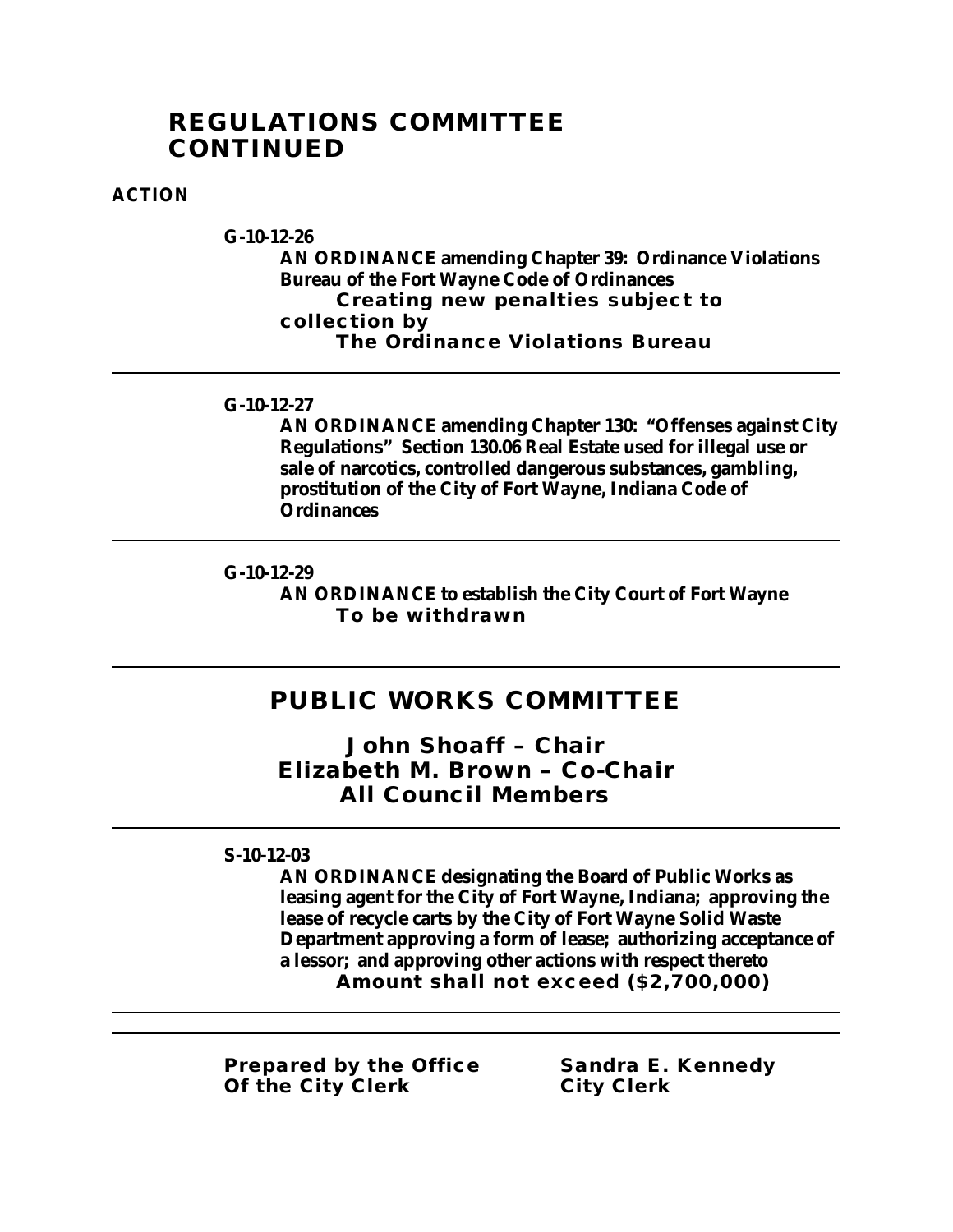# REGULATIONS COMMITTEE CONTINUED

**ACTION**

**G-10-12-26**

**AN ORDINANCE amending Chapter 39: Ordinance Violations Bureau of the Fort Wayne Code of Ordinances**

**Creating new penalties subject to collection by The Ordinance Violations Bureau**

---

**G-10-12-27**

**AN ORDINANCE amending Chapter 130: "Offenses against City Regulations" Section 130.06 Real Estate used for illegal use or sale of narcotics, controlled dangerous substances, gambling, prostitution of the City of Fort Wayne, Indiana Code of Ordinances**

---

**G-10-12-29**

**AN ORDINANCE to establish the City Court of Fort Wayne**

**To be withdrawn**

---

## PUBLIC WORKS COMMITTEE

**John Shoaff – Chair**
**Elizabeth M. Brown – Co-Chair**
**All Council Members**

---

**S-10-12-03**

**AN ORDINANCE designating the Board of Public Works as leasing agent for the City of Fort Wayne, Indiana; approving the lease of recycle carts by the City of Fort Wayne Solid Waste Department approving a form of lease; authorizing acceptance of a lessor; and approving other actions with respect thereto**

**Amount shall not exceed ($2,700,000)**

---

**Prepared by the Office Of the City Clerk**

**Sandra E. Kennedy City Clerk**